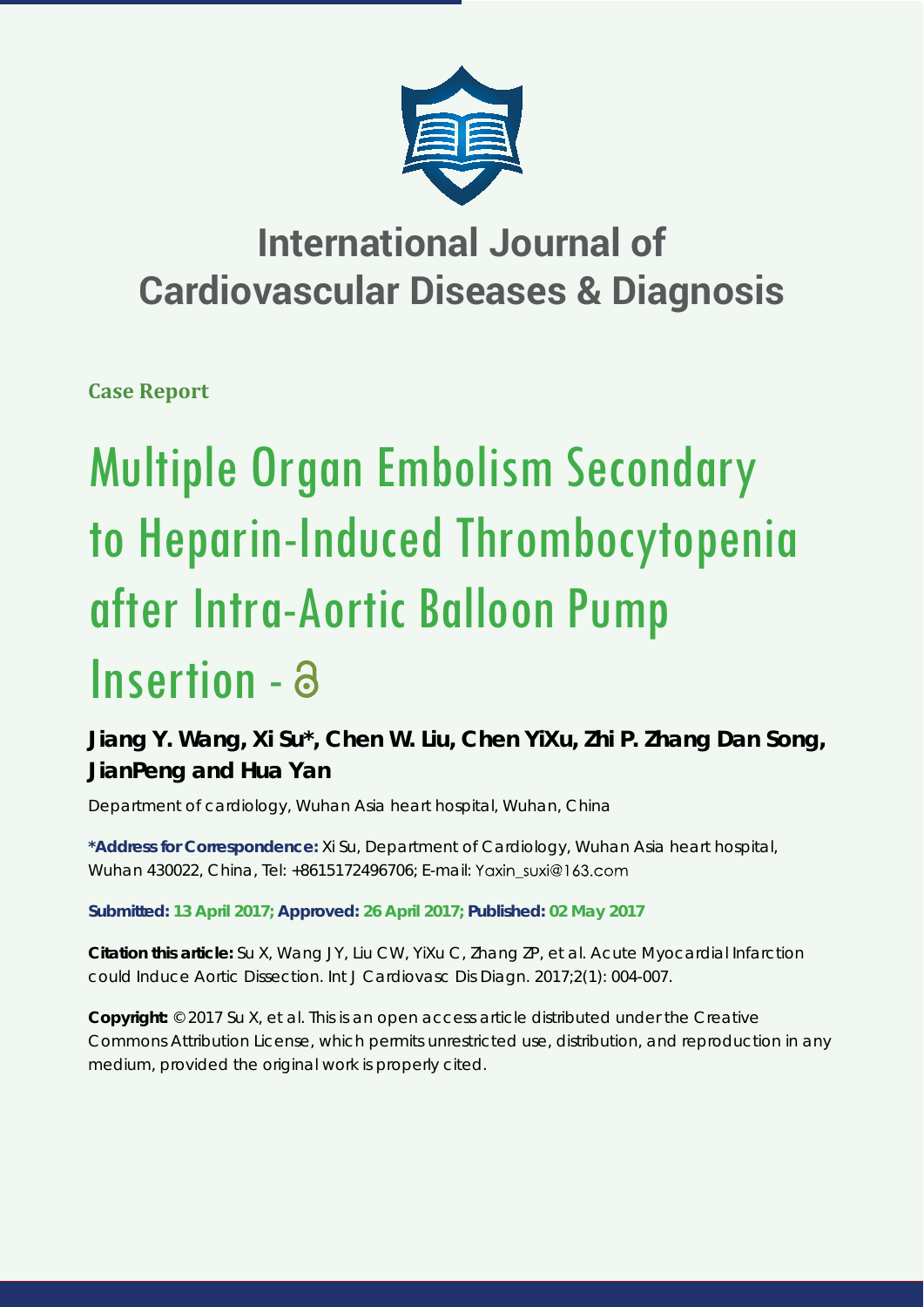# International Journal of Cardiovascular Diseases & Diagnosis

**Case Report**

# Multiple Organ Embolism Secondary to Heparin-Induced Thrombocytopenia after Intra-Aortic Balloon Pump Insertion - 

**Jiang Y. Wang, Xi Su\*, Chen W. Liu, Chen YiXu, Zhi P. Zhang Dan Song, JianPeng and Hua Yan**

Department of cardiology, Wuhan Asia heart hospital, Wuhan, China

**\*Address for Correspondence:** Xi Su, Department of Cardiology, Wuhan Asia heart hospital, Wuhan 430022, China, Tel: +8615172496706; E-mail: Yaxin_suxi@163.com

**Submitted: 13 April 2017; Approved: 26 April 2017; Published: 02 May 2017**

**Citation this article:** Su X, Wang JY, Liu CW, YiXu C, Zhang ZP, et al. Acute Myocardial Infarction could Induce Aortic Dissection. Int J Cardiovasc Dis Diagn. 2017;2(1): 004-007.

**Copyright:** © 2017 Su X, et al. This is an open access article distributed under the Creative Commons Attribution License, which permits unrestricted use, distribution, and reproduction in any medium, provided the original work is properly cited.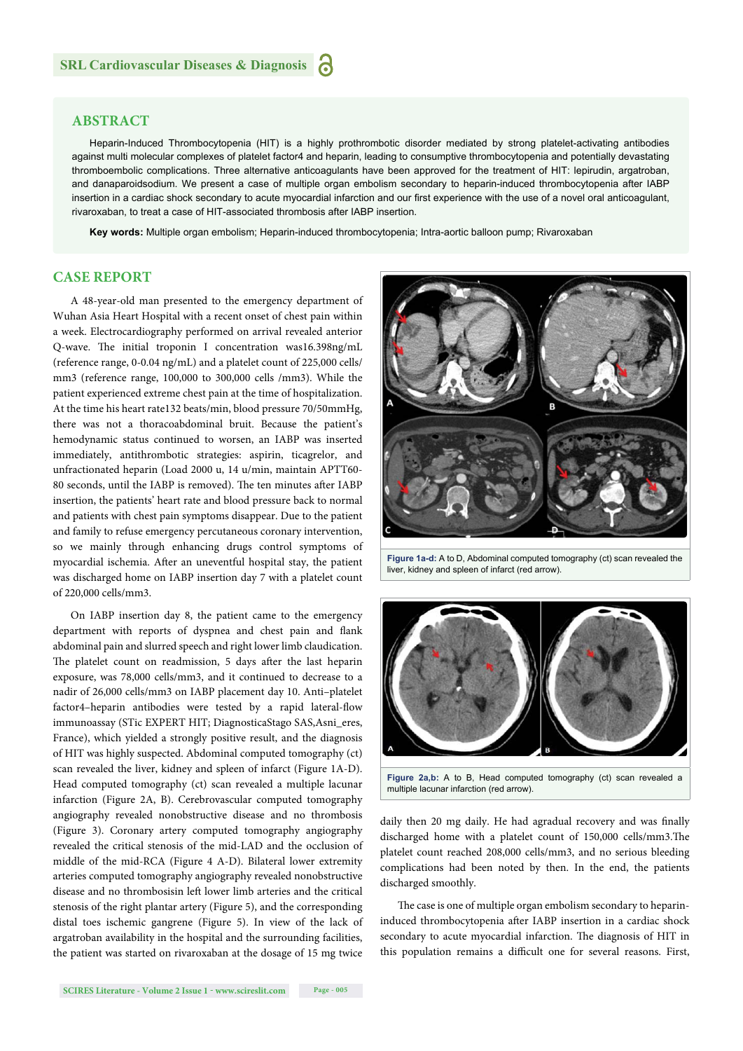## ABSTRACT

Heparin-Induced Thrombocytopenia (HIT) is a highly prothrombotic disorder mediated by strong platelet-activating antibodies against multi molecular complexes of platelet factor4 and heparin, leading to consumptive thrombocytopenia and potentially devastating thromboembolic complications. Three alternative anticoagulants have been approved for the treatment of HIT: lepirudin, argatroban, and danaparoidsodium. We present a case of multiple organ embolism secondary to heparin-induced thrombocytopenia after IABP insertion in a cardiac shock secondary to acute myocardial infarction and our first experience with the use of a novel oral anticoagulant, rivaroxaban, to treat a case of HIT-associated thrombosis after IABP insertion.

**Key words:** Multiple organ embolism; Heparin-induced thrombocytopenia; Intra-aortic balloon pump; Rivaroxaban

## CASE REPORT

A 48-year-old man presented to the emergency department of Wuhan Asia Heart Hospital with a recent onset of chest pain within a week. Electrocardiography performed on arrival revealed anterior Q-wave. The initial troponin I concentration was16.398ng/mL (reference range, 0-0.04 ng/mL) and a platelet count of 225,000 cells/mm3 (reference range, 100,000 to 300,000 cells /mm3). While the patient experienced extreme chest pain at the time of hospitalization. At the time his heart rate132 beats/min, blood pressure 70/50mmHg, there was not a thoracoabdominal bruit. Because the patient's hemodynamic status continued to worsen, an IABP was inserted immediately, antithrombotic strategies: aspirin, ticagrelor, and unfractionated heparin (Load 2000 u, 14 u/min, maintain APTT60-80 seconds, until the IABP is removed). The ten minutes after IABP insertion, the patients' heart rate and blood pressure back to normal and patients with chest pain symptoms disappear. Due to the patient and family to refuse emergency percutaneous coronary intervention, so we mainly through enhancing drugs control symptoms of myocardial ischemia. After an uneventful hospital stay, the patient was discharged home on IABP insertion day 7 with a platelet count of 220,000 cells/mm3.

On IABP insertion day 8, the patient came to the emergency department with reports of dyspnea and chest pain and flank abdominal pain and slurred speech and right lower limb claudication. The platelet count on readmission, 5 days after the last heparin exposure, was 78,000 cells/mm3, and it continued to decrease to a nadir of 26,000 cells/mm3 on IABP placement day 10. Anti–platelet factor4–heparin antibodies were tested by a rapid lateral-flow immunoassay (STic EXPERT HIT; DiagnosticaStago SAS,Asni_eres, France), which yielded a strongly positive result, and the diagnosis of HIT was highly suspected. Abdominal computed tomography (ct) scan revealed the liver, kidney and spleen of infarct (Figure 1A-D). Head computed tomography (ct) scan revealed a multiple lacunar infarction (Figure 2A, B). Cerebrovascular computed tomography angiography revealed nonobstructive disease and no thrombosis (Figure 3). Coronary artery computed tomography angiography revealed the critical stenosis of the mid-LAD and the occlusion of middle of the mid-RCA (Figure 4 A-D). Bilateral lower extremity arteries computed tomography angiography revealed nonobstructive disease and no thrombosisin left lower limb arteries and the critical stenosis of the right plantar artery (Figure 5), and the corresponding distal toes ischemic gangrene (Figure 5). In view of the lack of argatroban availability in the hospital and the surrounding facilities, the patient was started on rivaroxaban at the dosage of 15 mg twice daily then 20 mg daily. He had agradual recovery and was finally discharged home with a platelet count of 150,000 cells/mm3.The platelet count reached 208,000 cells/mm3, and no serious bleeding complications had been noted by then. In the end, the patients discharged smoothly.

**Figure 1a-d:** A to D, Abdominal computed tomography (ct) scan revealed the liver, kidney and spleen of infarct (red arrow).

**Figure 2a,b:** A to B, Head computed tomography (ct) scan revealed a multiple lacunar infarction (red arrow).

The case is one of multiple organ embolism secondary to heparin-induced thrombocytopenia after IABP insertion in a cardiac shock secondary to acute myocardial infarction. The diagnosis of HIT in this population remains a difficult one for several reasons. First,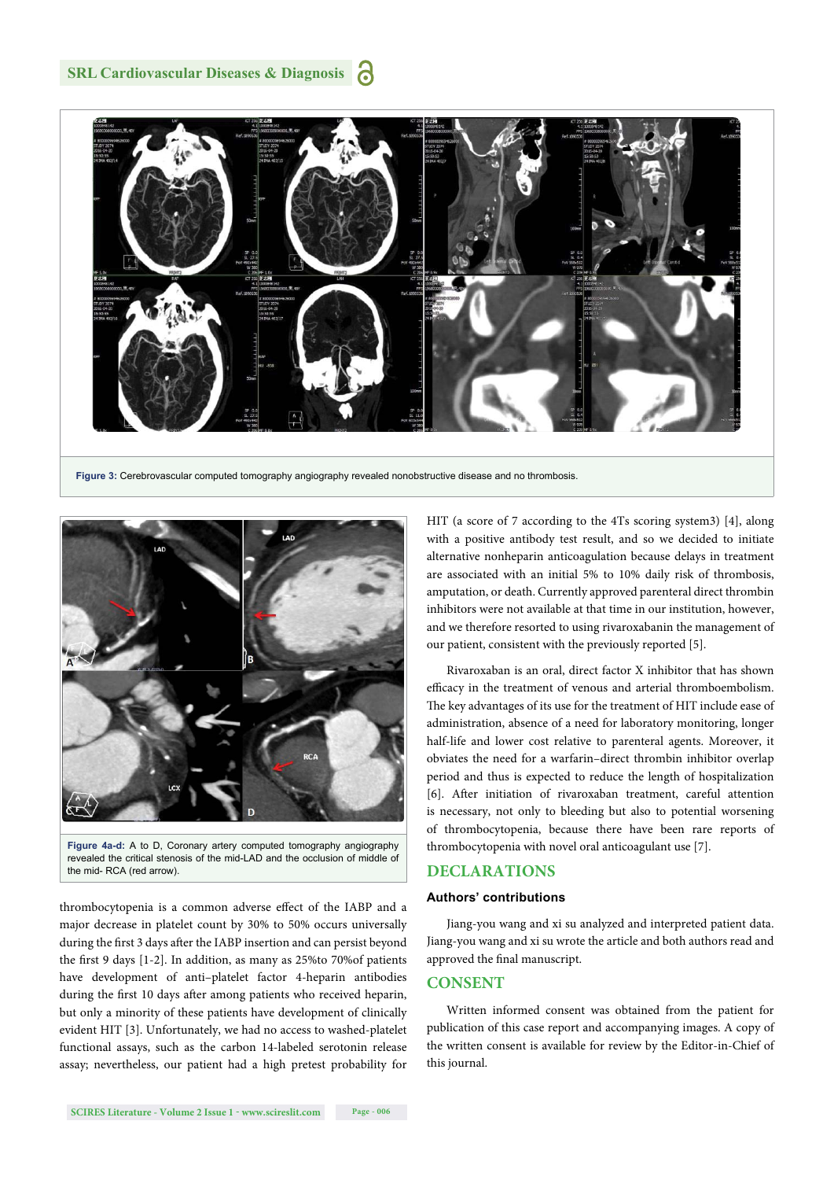Figure 3: Cerebrovascular computed tomography angiography revealed nonobstructive disease and no thrombosis.

Figure 4a-d: A to D, Coronary artery computed tomography angiography revealed the critical stenosis of the mid-LAD and the occlusion of middle of the mid- RCA (red arrow).

thrombocytopenia is a common adverse effect of the IABP and a major decrease in platelet count by 30% to 50% occurs universally during the first 3 days after the IABP insertion and can persist beyond the first 9 days [1-2]. In addition, as many as 25%to 70%of patients have development of anti–platelet factor 4-heparin antibodies during the first 10 days after among patients who received heparin, but only a minority of these patients have development of clinically evident HIT [3]. Unfortunately, we had no access to washed-platelet functional assays, such as the carbon 14-labeled serotonin release assay; nevertheless, our patient had a high pretest probability for HIT (a score of 7 according to the 4Ts scoring system3) [4], along with a positive antibody test result, and so we decided to initiate alternative nonheparin anticoagulation because delays in treatment are associated with an initial 5% to 10% daily risk of thrombosis, amputation, or death. Currently approved parenteral direct thrombin inhibitors were not available at that time in our institution, however, and we therefore resorted to using rivaroxabanin the management of our patient, consistent with the previously reported [5].

Rivaroxaban is an oral, direct factor X inhibitor that has shown efficacy in the treatment of venous and arterial thromboembolism. The key advantages of its use for the treatment of HIT include ease of administration, absence of a need for laboratory monitoring, longer half-life and lower cost relative to parenteral agents. Moreover, it obviates the need for a warfarin–direct thrombin inhibitor overlap period and thus is expected to reduce the length of hospitalization [6]. After initiation of rivaroxaban treatment, careful attention is necessary, not only to bleeding but also to potential worsening of thrombocytopenia, because there have been rare reports of thrombocytopenia with novel oral anticoagulant use [7].

## DECLARATIONS

### Authors' contributions

Jiang-you wang and xi su analyzed and interpreted patient data. Jiang-you wang and xi su wrote the article and both authors read and approved the final manuscript.

## CONSENT

Written informed consent was obtained from the patient for publication of this case report and accompanying images. A copy of the written consent is available for review by the Editor-in-Chief of this journal.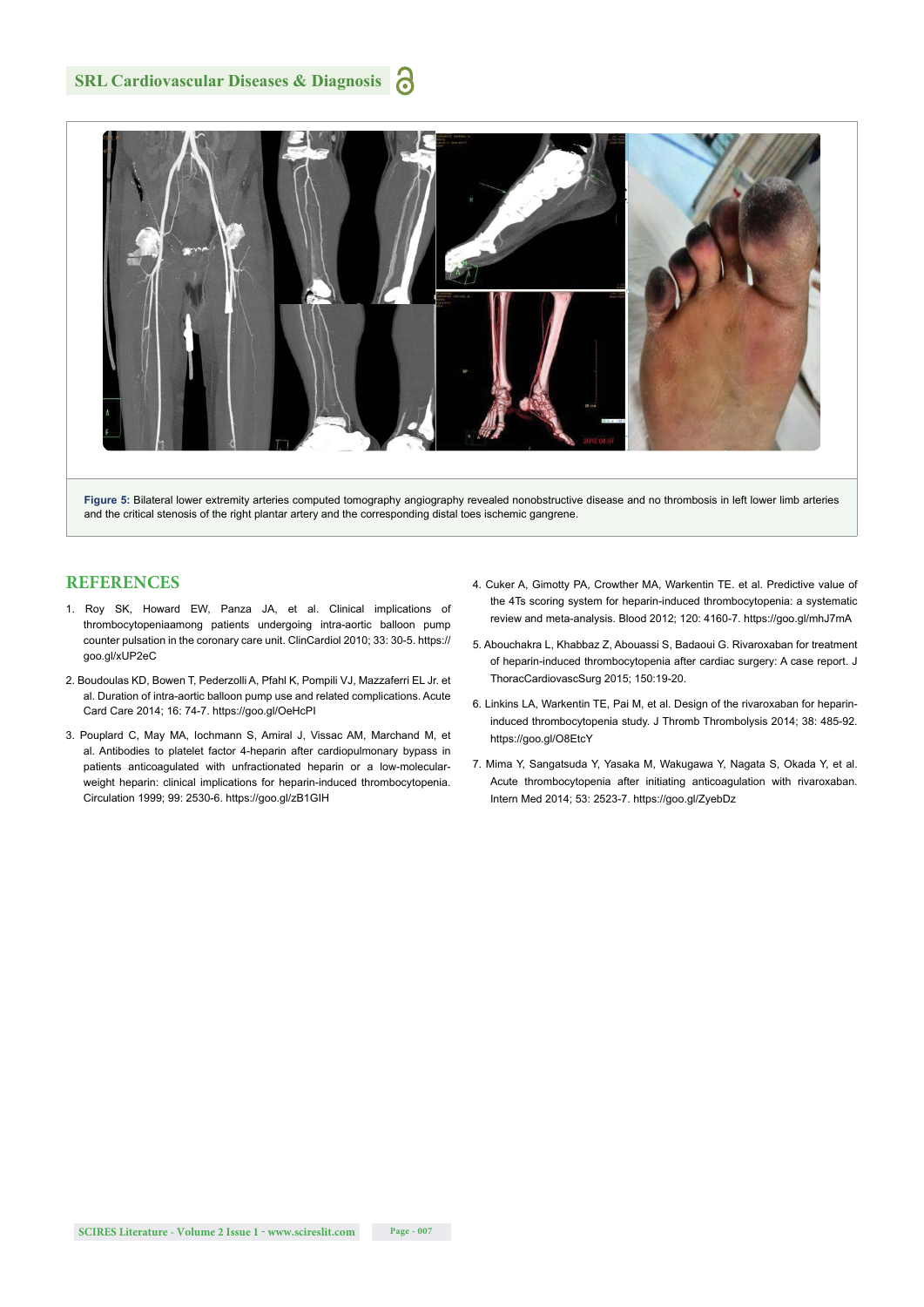**Figure 5:** Bilateral lower extremity arteries computed tomography angiography revealed nonobstructive disease and no thrombosis in left lower limb arteries and the critical stenosis of the right plantar artery and the corresponding distal toes ischemic gangrene.

## REFERENCES

1. Roy SK, Howard EW, Panza JA, et al. Clinical implications of thrombocytopeniaamong patients undergoing intra-aortic balloon pump counter pulsation in the coronary care unit. ClinCardiol 2010; 33: 30-5. https://goo.gl/xUP2eC

2. Boudoulas KD, Bowen T, Pederzolli A, Pfahl K, Pompili VJ, Mazzaferri EL Jr. et al. Duration of intra-aortic balloon pump use and related complications. Acute Card Care 2014; 16: 74-7. https://goo.gl/OeHcPI

3. Pouplard C, May MA, Iochmann S, Amiral J, Vissac AM, Marchand M, et al. Antibodies to platelet factor 4-heparin after cardiopulmonary bypass in patients anticoagulated with unfractionated heparin or a low-molecular-weight heparin: clinical implications for heparin-induced thrombocytopenia. Circulation 1999; 99: 2530-6. https://goo.gl/zB1GIH

4. Cuker A, Gimotty PA, Crowther MA, Warkentin TE. et al. Predictive value of the 4Ts scoring system for heparin-induced thrombocytopenia: a systematic review and meta-analysis. Blood 2012; 120: 4160-7. https://goo.gl/mhJ7mA

5. Abouchakra L, Khabbaz Z, Abouassi S, Badaoui G. Rivaroxaban for treatment of heparin-induced thrombocytopenia after cardiac surgery: A case report. J ThoracCardiovascSurg 2015; 150:19-20.

6. Linkins LA, Warkentin TE, Pai M, et al. Design of the rivaroxaban for heparin-induced thrombocytopenia study. J Thromb Thrombolysis 2014; 38: 485-92. https://goo.gl/O8EtcY

7. Mima Y, Sangatsuda Y, Yasaka M, Wakugawa Y, Nagata S, Okada Y, et al. Acute thrombocytopenia after initiating anticoagulation with rivaroxaban. Intern Med 2014; 53: 2523-7. https://goo.gl/ZyebDz